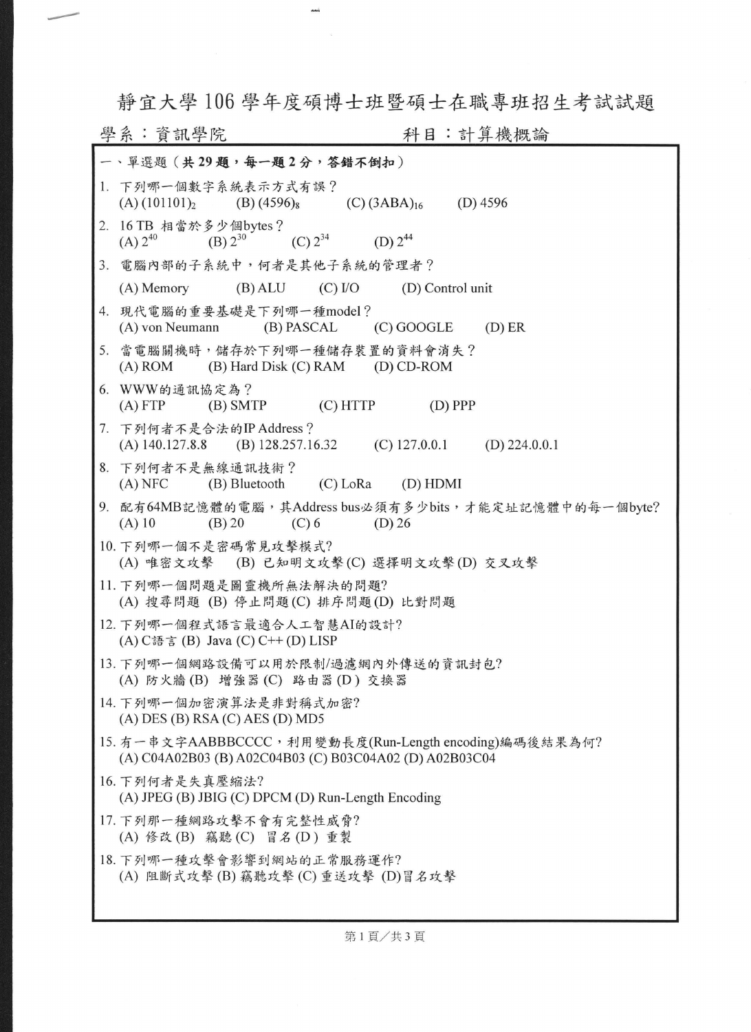# 靜宜大學 106 學年度碩博士班暨碩士在職專班招生考試試題

學系：資訊學院　　　　　　　　　　科目：計算機概論

一、單選題（**共 29 題，每一題 2 分，答錯不倒扣**）

1. 下列哪一個數字系統表示方式有誤？
   (A) $(101101)_2$　(B) $(4596)_8$　(C) $(3ABA)_{16}$　(D) 4596
2. 16 TB 相當於多少個bytes？
   (A) $2^{40}$　(B) $2^{30}$　(C) $2^{34}$　(D) $2^{44}$
3. 電腦內部的子系統中，何者是其他子系統的管理者？
   (A) Memory　(B) ALU　(C) I/O　(D) Control unit
4. 現代電腦的重要基礎是下列哪一種model？
   (A) von Neumann　(B) PASCAL　(C) GOOGLE　(D) ER
5. 當電腦關機時，儲存於下列哪一種儲存裝置的資料會消失？
   (A) ROM　(B) Hard Disk (C) RAM　(D) CD-ROM
6. WWW的通訊協定為？
   (A) FTP　(B) SMTP　(C) HTTP　(D) PPP
7. 下列何者不是合法的IP Address？
   (A) 140.127.8.8　(B) 128.257.16.32　(C) 127.0.0.1　(D) 224.0.0.1
8. 下列何者不是無線通訊技術？
   (A) NFC　(B) Bluetooth　(C) LoRa　(D) HDMI
9. 配有64MB記憶體的電腦，其Address bus必須有多少bits，才能定址記憶體中的每一個byte?
   (A) 10　(B) 20　(C) 6　(D) 26
10. 下列哪一個不是密碼常見攻擊模式?
    (A) 唯密文攻擊　(B) 已知明文攻擊 (C) 選擇明文攻擊 (D) 交叉攻擊
11. 下列哪一個問題是圖靈機所無法解決的問題?
    (A) 搜尋問題 (B) 停止問題 (C) 排序問題 (D) 比對問題
12. 下列哪一個程式語言最適合人工智慧AI的設計?
    (A) C語言 (B) Java (C) C++ (D) LISP
13. 下列哪一個網路設備可以用於限制/過濾網內外傳送的資訊封包?
    (A) 防火牆 (B) 增強器 (C) 路由器 (D) 交換器
14. 下列哪一個加密演算法是非對稱式加密?
    (A) DES (B) RSA (C) AES (D) MD5
15. 有一串文字AABBBCCCC，利用變動長度(Run-Length encoding)編碼後結果為何?
    (A) C04A02B03 (B) A02C04B03 (C) B03C04A02 (D) A02B03C04
16. 下列何者是失真壓縮法?
    (A) JPEG (B) JBIG (C) DPCM (D) Run-Length Encoding
17. 下列那一種網路攻擊不會有完整性威脅?
    (A) 修改 (B) 竊聽 (C) 冒名 (D) 重製
18. 下列哪一種攻擊會影響到網站的正常服務運作?
    (A) 阻斷式攻擊 (B) 竊聽攻擊 (C) 重送攻擊 (D)冒名攻擊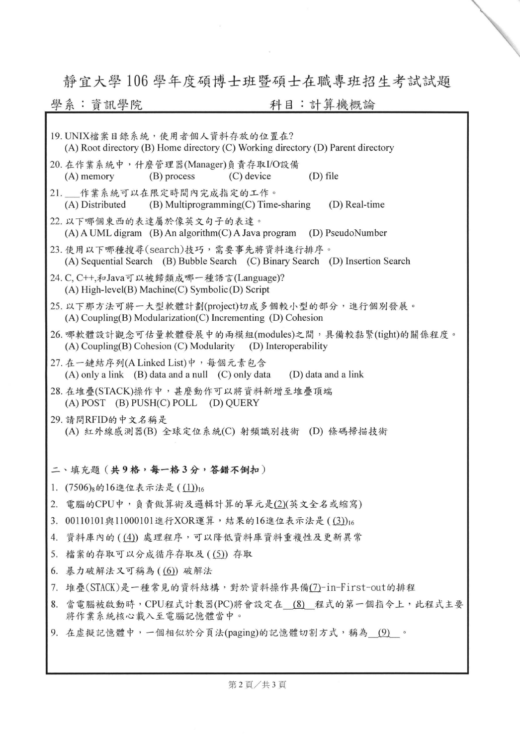靜宜大學 106 學年度碩博士班暨碩士在職專班招生考試試題

學系：資訊學院　　　　　　　　　科目：計算機概論

19. UNIX檔案目錄系統，使用者個人資料存放的位置在?
    (A) Root directory (B) Home directory (C) Working directory (D) Parent directory

20. 在作業系統中，什麼管理器(Manager)負責存取I/O設備
    (A) memory　　(B) process　　(C) device　　(D) file

21. ___作業系統可以在限定時間內完成指定的工作。
    (A) Distributed　　(B) Multiprogramming(C) Time-sharing　　(D) Real-time

22. 以下哪個東西的表達屬於像英文句子的表達。
    (A) A UML digram　(B) An algorithm(C) A Java program　(D) PseudoNumber

23. 使用以下哪種搜尋(search)技巧，需要事先將資料進行排序。
    (A) Sequential Search　(B) Bubble Search　(C) Binary Search　(D) Insertion Search

24. C, C++,和Java可以被歸類成哪一種語言(Language)?
    (A) High-level(B) Machine(C) Symbolic(D) Script

25. 以下那方法可將一大型軟體計劃(project)切成多個較小型的部分，進行個別發展。
    (A) Coupling(B) Modularization(C) Incrementing　(D) Cohesion

26. 哪軟體設計觀念可估量軟體發展中的兩模組(modules)之間，具備較黏緊(tight)的關係程度。
    (A) Coupling(B) Cohesion (C) Modularity　(D) Interoperability

27. 在一鏈結序列(A Linked List)中，每個元素包含
    (A) only a link　(B) data and a null　(C) only data　(D) data and a link

28. 在堆疊(STACK)操作中，甚麼動作可以將資料新增至堆疊頂端
    (A) POST　(B) PUSH(C) POLL　(D) QUERY

29. 請問RFID的中文名稱是
    (A) 紅外線感測器(B) 全球定位系統(C) 射頻識別技術　(D) 條碼掃描技術

## 二、填充題（**共 9 格，每一格 3 分，答錯不倒扣**）

1. $(7506)_8$的16進位表示法是 ( (1))$_{16}$
2. 電腦的CPU中，負責做算術及邏輯計算的單元是(2)(英文全名或縮寫)
3. 00110101與11000101進行XOR運算，結果的16進位表示法是 ( (3))$_{16}$
4. 資料庫內的 ( (4)) 處理程序，可以降低資料庫資料重複性及更新異常
5. 檔案的存取可以分成循序存取及 ( (5)) 存取
6. 暴力破解法又可稱為 ( (6)) 破解法
7. 堆疊(STACK)是一種常見的資料結構，對於資料操作具備(7)-in-First-out的排程
8. 當電腦被啟動時，CPU程式計數器(PC)將會設定在 (8) 程式的第一個指令上，此程式主要將作業系統核心載入至電腦記憶體當中。
9. 在虛擬記憶體中，一個相似於分頁法(paging)的記憶體切割方式，稱為 (9) 。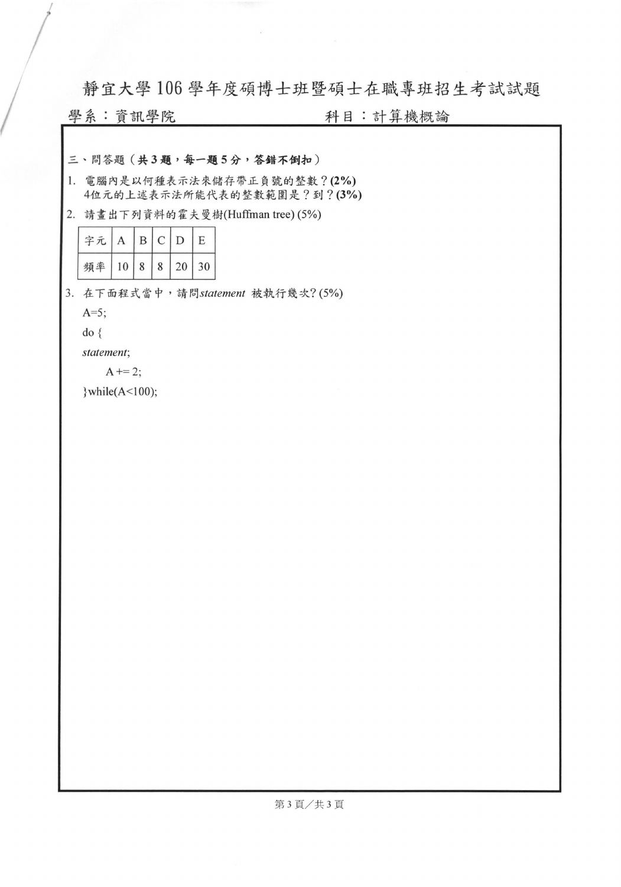# 靜宜大學106學年度碩博士班暨碩士在職專班招生考試試題

學系：資訊學院　　　　　　　　　　科目：計算機概論

三、問答題（**共3題，每一題5分，答錯不倒扣**）

1. 電腦內是以何種表示法來儲存帶正負號的整數？**(2%)**
   4位元的上述表示法所能代表的整數範圍是？到？**(3%)**

2. 請畫出下列資料的霍夫曼樹(Huffman tree) (5%)

| 字元 | A | B | C | D | E |
|---|---|---|---|---|---|
| 頻率 | 10 | 8 | 8 | 20 | 30 |

3. 在下面程式當中，請問*statement* 被執行幾次? (5%)

```
A=5;
do {
statement;
    A += 2;
}while(A<100);
```